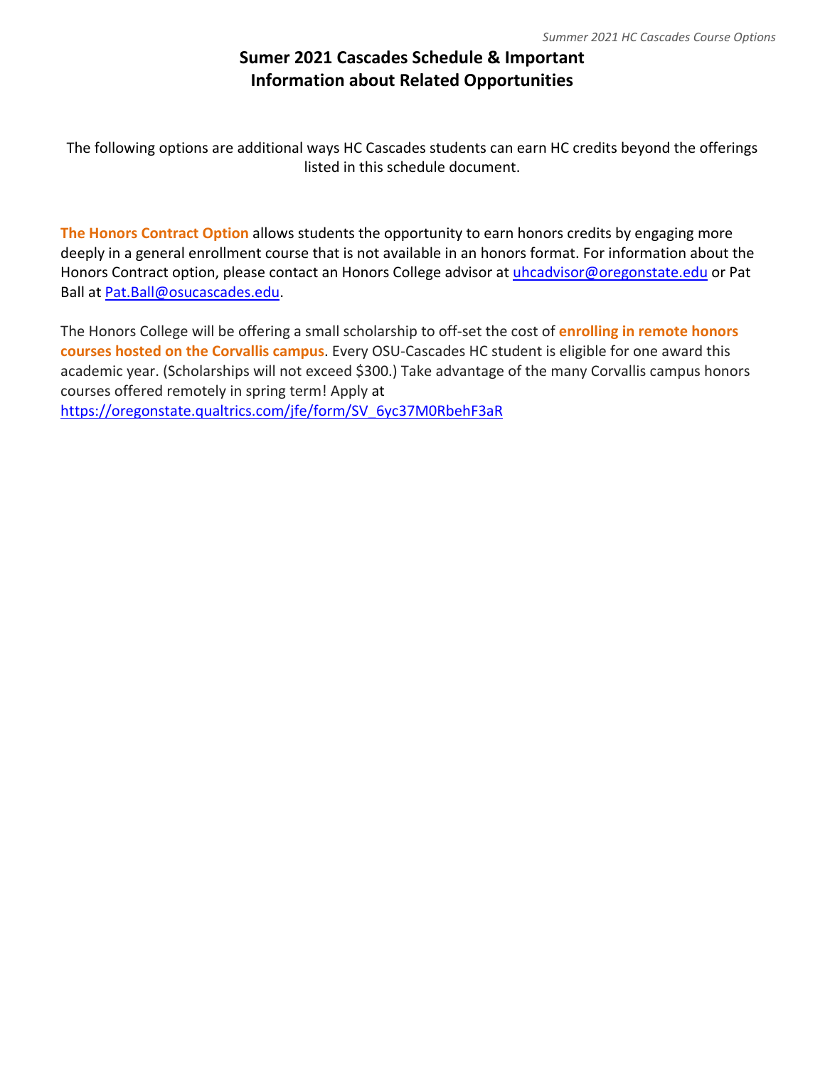# Sumer 2021 Cascades Schedule & Important Information about Related Opportunities

The following options are additional ways HC Cascades students can earn HC credits beyond the offerings listed in this schedule document.

**The Honors Contract Option** allows students the opportunity to earn honors credits by engaging more deeply in a general enrollment course that is not available in an honors format. For information about the Honors Contract option, please contact an Honors College advisor at [uhcadvisor@oregonstate.edu](mailto:uhcadvisor@oregonstate.edu) or Pat Ball at [Pat.Ball@osucascades.edu](mailto:Pat.Ball@osucascades.edu).

The Honors College will be offering a small scholarship to off-set the cost of **enrolling in remote honors courses hosted on the Corvallis campus**. Every OSU-Cascades HC student is eligible for one award this academic year. (Scholarships will not exceed $300.) Take advantage of the many Corvallis campus honors courses offered remotely in spring term! Apply at https://oregonstate.qualtrics.com/jfe/form/SV_6yc37M0RbehF3aR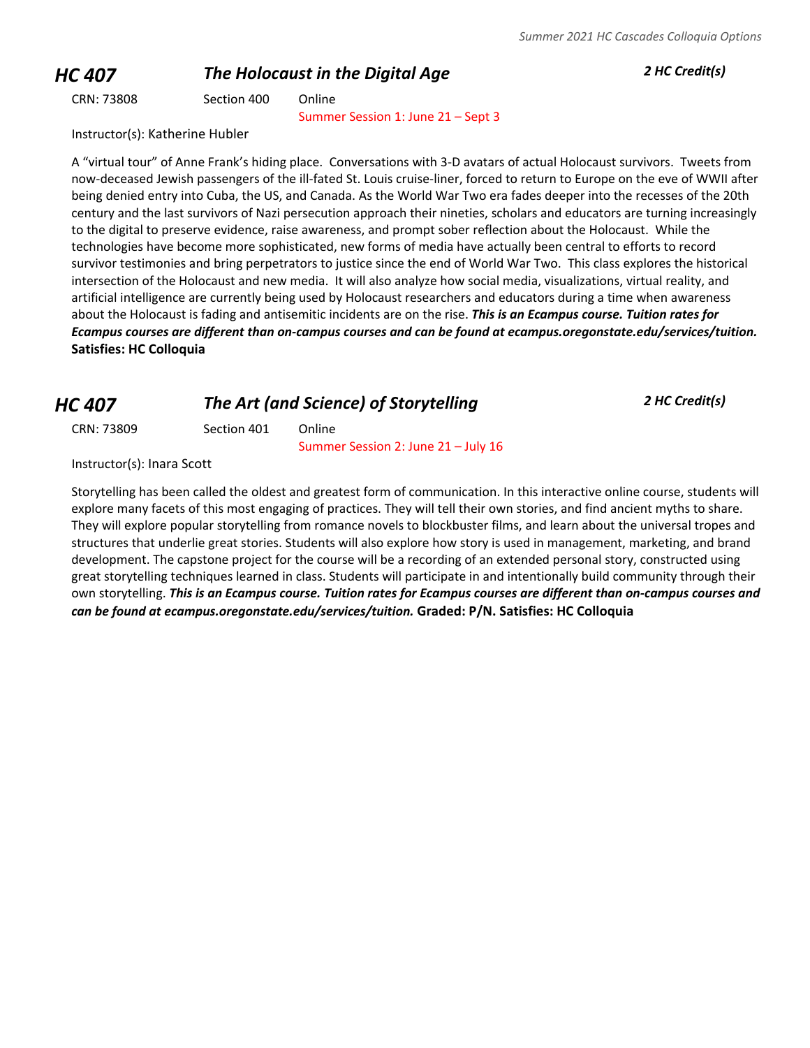## *HC 407* *The Holocaust in the Digital Age* *2 HC Credit(s)*

CRN: 73808 Section 400 Online
Summer Session 1: June 21 – Sept 3

Instructor(s): Katherine Hubler

A "virtual tour" of Anne Frank's hiding place. Conversations with 3-D avatars of actual Holocaust survivors. Tweets from now-deceased Jewish passengers of the ill-fated St. Louis cruise-liner, forced to return to Europe on the eve of WWII after being denied entry into Cuba, the US, and Canada. As the World War Two era fades deeper into the recesses of the 20th century and the last survivors of Nazi persecution approach their nineties, scholars and educators are turning increasingly to the digital to preserve evidence, raise awareness, and prompt sober reflection about the Holocaust. While the technologies have become more sophisticated, new forms of media have actually been central to efforts to record survivor testimonies and bring perpetrators to justice since the end of World War Two. This class explores the historical intersection of the Holocaust and new media. It will also analyze how social media, visualizations, virtual reality, and artificial intelligence are currently being used by Holocaust researchers and educators during a time when awareness about the Holocaust is fading and antisemitic incidents are on the rise. ***This is an Ecampus course. Tuition rates for Ecampus courses are different than on-campus courses and can be found at ecampus.oregonstate.edu/services/tuition.*** **Satisfies: HC Colloquia**

## *HC 407* *The Art (and Science) of Storytelling* *2 HC Credit(s)*

CRN: 73809 Section 401 Online
Summer Session 2: June 21 – July 16

Instructor(s): Inara Scott

Storytelling has been called the oldest and greatest form of communication. In this interactive online course, students will explore many facets of this most engaging of practices. They will tell their own stories, and find ancient myths to share. They will explore popular storytelling from romance novels to blockbuster films, and learn about the universal tropes and structures that underlie great stories. Students will also explore how story is used in management, marketing, and brand development. The capstone project for the course will be a recording of an extended personal story, constructed using great storytelling techniques learned in class. Students will participate in and intentionally build community through their own storytelling. ***This is an Ecampus course. Tuition rates for Ecampus courses are different than on-campus courses and can be found at ecampus.oregonstate.edu/services/tuition.*** **Graded: P/N. Satisfies: HC Colloquia**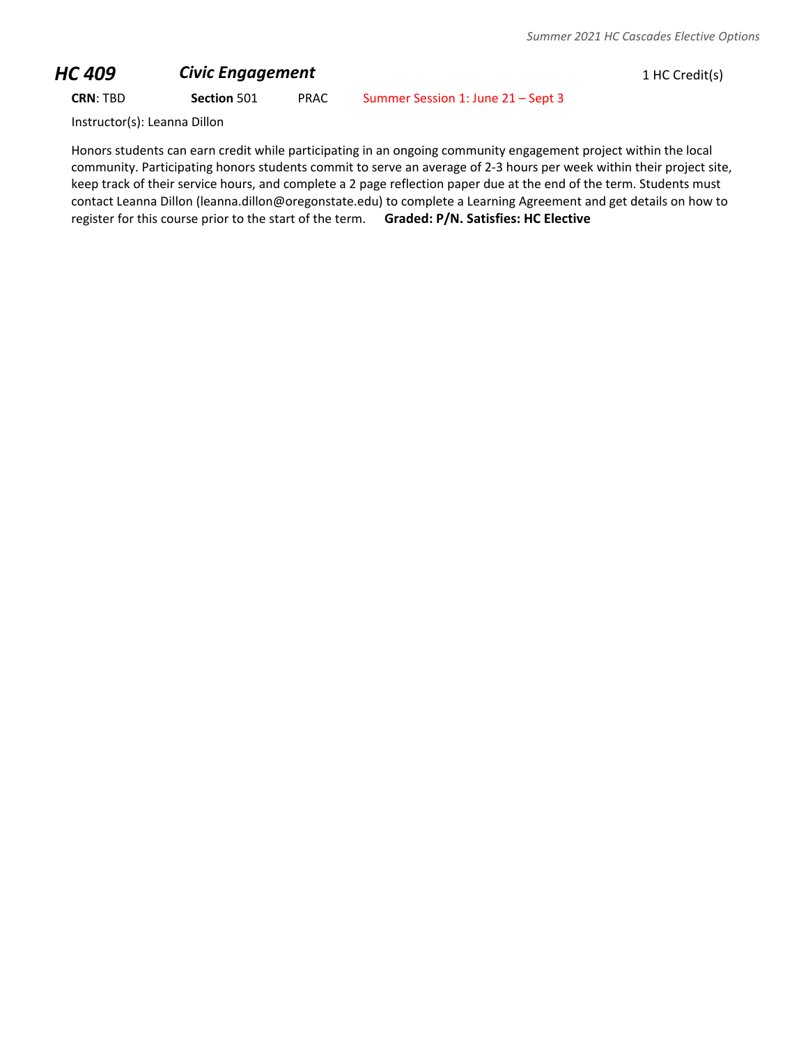## *HC 409* *Civic Engagement* 1 HC Credit(s)

**CRN**: TBD **Section** 501 PRAC Summer Session 1: June 21 – Sept 3

Instructor(s): Leanna Dillon

Honors students can earn credit while participating in an ongoing community engagement project within the local community. Participating honors students commit to serve an average of 2-3 hours per week within their project site, keep track of their service hours, and complete a 2 page reflection paper due at the end of the term. Students must contact Leanna Dillon (leanna.dillon@oregonstate.edu) to complete a Learning Agreement and get details on how to register for this course prior to the start of the term. **Graded: P/N. Satisfies: HC Elective**